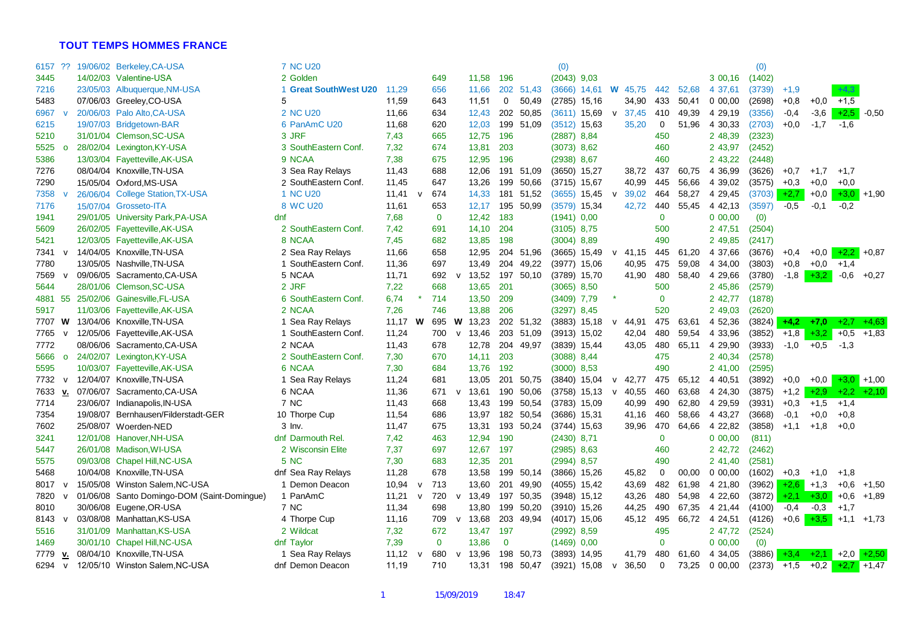# TOUT TEMPS HOMMES FRANCE

| Pts | | Date | Lieu | Pl. | Compétition | 60/100 | | Long. | | 60H/110H | Haut. | 1000/400 | | Perche/Poids | | 1500 | Javelot | Disque | | 1500m | | | | | |
|---|---|---|---|---|---|---|---|---|---|---|---|---|---|---|---|---|---|---|---|---|---|---|---|---|---|
| 6157 | ?? | 19/06/02 | Berkeley,CA-USA | 7 | NC U20 | | | | | | | | (0) | | | | | | | | (0) | | | | |
| 3445 | | 14/02/03 | Valentine-USA | 2 | Golden | | | 649 | | 11,58 | 196 | | (2043) | 9,03 | | | | | | 3 00,16 | (1402) | | | | |
| 7216 | | 23/05/03 | Albuquerque,NM-USA | 1 | **Great SouthWest U20** | 11,29 | | 656 | | 11,66 | 202 | 51,43 | (3666) | 14,61 | W | 45,75 | 442 | 52,68 | | 4 37,61 | (3739) | +1,9 | | +4,3 | |
| 5483 | | 07/06/03 | Greeley,CO-USA | 5 | | 11,59 | | 643 | | 11,51 | 0 | 50,49 | (2785) | 15,16 | | 34,90 | 433 | 50,41 | | 0 00,00 | (2698) | +0,8 | +0,0 | +1,5 | |
| 6967 | v | 20/06/03 | Palo Alto,CA-USA | 2 | NC U20 | 11,66 | | 634 | | 12,43 | 202 | 50,85 | (3611) | 15,69 | v | 37,45 | 410 | 49,39 | | 4 29,19 | (3356) | -0,4 | -3,6 | +2,5 | -0,50 |
| 6215 | | 19/07/03 | Bridgetown-BAR | 6 | PanAmC U20 | 11,68 | | 620 | | 12,03 | 199 | 51,09 | (3512) | 15,63 | | 35,20 | 0 | 51,96 | | 4 30,33 | (2703) | +0,0 | -1,7 | -1,6 | |
| 5210 | | 31/01/04 | Clemson,SC-USA | 3 | JRF | 7,43 | | 665 | | 12,75 | 196 | | (2887) | 8,84 | | | 450 | | | 2 48,39 | (2323) | | | | |
| 5525 | o | 28/02/04 | Lexington,KY-USA | 3 | SouthEastern Conf. | 7,32 | | 674 | | 13,81 | 203 | | (3073) | 8,62 | | | 460 | | | 2 43,97 | (2452) | | | | |
| 5386 | | 13/03/04 | Fayetteville,AK-USA | 9 | NCAA | 7,38 | | 675 | | 12,95 | 196 | | (2938) | 8,67 | | | 460 | | | 2 43,22 | (2448) | | | | |
| 7276 | | 08/04/04 | Knoxville,TN-USA | 3 | Sea Ray Relays | 11,43 | | 688 | | 12,06 | 191 | 51,09 | (3650) | 15,27 | | 38,72 | 437 | 60,75 | | 4 36,99 | (3626) | +0,7 | +1,7 | +1,7 | |
| 7290 | | 15/05/04 | Oxford,MS-USA | 2 | SouthEastern Conf. | 11,45 | | 647 | | 13,26 | 199 | 50,66 | (3715) | 15,67 | | 40,99 | 445 | 56,66 | | 4 39,02 | (3575) | +0,3 | +0,0 | +0,0 | |
| 7358 | v | 26/06/04 | College Station,TX-USA | 1 | NC U20 | 11,41 | v | 674 | | 14,33 | 181 | 51,52 | (3655) | 15,45 | v | 39,02 | 464 | 58,27 | | 4 29,45 | (3703) | +2,7 | +0,0 | +3,0 | +1,90 |
| 7176 | | 15/07/04 | Grosseto-ITA | 8 | WC U20 | 11,61 | | 653 | | 12,17 | 195 | 50,99 | (3579) | 15,34 | | 42,72 | 440 | 55,45 | | 4 42,13 | (3597) | -0,5 | -0,1 | -0,2 | |
| 1941 | | 29/01/05 | University Park,PA-USA | dnf | | 7,68 | | 0 | | 12,42 | 183 | | (1941) | 0,00 | | | 0 | | | 0 00,00 | (0) | | | | |
| 5609 | | 26/02/05 | Fayetteville,AK-USA | 2 | SouthEastern Conf. | 7,42 | | 691 | | 14,10 | 204 | | (3105) | 8,75 | | | 500 | | | 2 47,51 | (2504) | | | | |
| 5421 | | 12/03/05 | Fayetteville,AK-USA | 8 | NCAA | 7,45 | | 682 | | 13,85 | 198 | | (3004) | 8,89 | | | 490 | | | 2 49,85 | (2417) | | | | |
| 7341 | v | 14/04/05 | Knoxville,TN-USA | 2 | Sea Ray Relays | 11,66 | | 658 | | 12,95 | 204 | 51,96 | (3665) | 15,49 | v | 41,15 | 445 | 61,20 | | 4 37,66 | (3676) | +0,4 | +0,0 | +2,2 | +0,87 |
| 7780 | | 13/05/05 | Nashville,TN-USA | 1 | SouthEastern Conf. | 11,36 | | 697 | | 13,49 | 204 | 49,22 | (3977) | 15,06 | | 40,95 | 475 | 59,08 | | 4 34,00 | (3803) | +0,8 | +0,0 | +1,4 | |
| 7569 | v | 09/06/05 | Sacramento,CA-USA | 5 | NCAA | 11,71 | | 692 | v | 13,52 | 197 | 50,10 | (3789) | 15,70 | | 41,90 | 480 | 58,40 | | 4 29,66 | (3780) | -1,8 | +3,2 | -0,6 | +0,27 |
| 5644 | | 28/01/06 | Clemson,SC-USA | 2 | JRF | 7,22 | | 668 | | 13,65 | 201 | | (3065) | 8,50 | | | 500 | | | 2 45,86 | (2579) | | | | |
| 4881 | 55 | 25/02/06 | Gainesville,FL-USA | 6 | SouthEastern Conf. | 6,74 | * | 714 | | 13,50 | 209 | | (3409) | 7,79 | * | | 0 | | | 2 42,77 | (1878) | | | | |
| 5917 | | 11/03/06 | Fayetteville,AK-USA | 2 | NCAA | 7,26 | | 746 | | 13,88 | 206 | | (3297) | 8,45 | | | 520 | | | 2 49,03 | (2620) | | | | |
| 7707 | **W** | 13/04/06 | Knoxville,TN-USA | 1 | Sea Ray Relays | 11,17 | **W** | 695 | **W** | 13,23 | 202 | 51,32 | (3883) | 15,18 | v | 44,91 | 475 | 63,61 | | 4 52,36 | (3824) | **+4,2** | **+7,0** | +2,7 | +4,63 |
| 7765 | v | 12/05/06 | Fayetteville,AK-USA | 1 | SouthEastern Conf. | 11,24 | | 700 | v | 13,46 | 203 | 51,09 | (3913) | 15,02 | | 42,04 | 480 | 59,54 | | 4 33,96 | (3852) | +1,8 | +3,2 | +0,5 | +1,83 |
| 7772 | | 08/06/06 | Sacramento,CA-USA | 2 | NCAA | 11,43 | | 678 | | 12,78 | 204 | 49,97 | (3839) | 15,44 | | 43,05 | 480 | 65,11 | | 4 29,90 | (3933) | -1,0 | +0,5 | -1,3 | |
| 5666 | o | 24/02/07 | Lexington,KY-USA | 2 | SouthEastern Conf. | 7,30 | | 670 | | 14,11 | 203 | | (3088) | 8,44 | | | 475 | | | 2 40,34 | (2578) | | | | |
| 5595 | | 10/03/07 | Fayetteville,AK-USA | 6 | NCAA | 7,30 | | 684 | | 13,76 | 192 | | (3000) | 8,53 | | | 490 | | | 2 41,00 | (2595) | | | | |
| 7732 | v | 12/04/07 | Knoxville,TN-USA | 1 | Sea Ray Relays | 11,24 | | 681 | | 13,05 | 201 | 50,75 | (3840) | 15,04 | v | 42,77 | 475 | 65,12 | | 4 40,51 | (3892) | +0,0 | +0,0 | +3,0 | +1,00 |
| 7633 | **v.** | 07/06/07 | Sacramento,CA-USA | 6 | NCAA | 11,36 | | 671 | v | 13,61 | 190 | 50,06 | (3758) | 15,13 | v | 40,55 | 460 | 63,68 | | 4 24,30 | (3875) | +1,2 | +2,9 | +2,2 | +2,10 |
| 7714 | | 23/06/07 | Indianapolis,IN-USA | 7 | NC | 11,43 | | 668 | | 13,43 | 199 | 50,54 | (3783) | 15,09 | | 40,99 | 490 | 62,80 | | 4 29,59 | (3931) | +0,3 | +1,5 | +1,4 | |
| 7354 | | 19/08/07 | Bernhausen/Filderstadt-GER | 10 | Thorpe Cup | 11,54 | | 686 | | 13,97 | 182 | 50,54 | (3686) | 15,31 | | 41,16 | 460 | 58,66 | | 4 43,27 | (3668) | -0,1 | +0,0 | +0,8 | |
| 7602 | | 25/08/07 | Woerden-NED | 3 | Inv. | 11,47 | | 675 | | 13,31 | 193 | 50,24 | (3744) | 15,63 | | 39,96 | 470 | 64,66 | | 4 22,82 | (3858) | +1,1 | +1,8 | +0,0 | |
| 3241 | | 12/01/08 | Hanover,NH-USA | dnf | Darmouth Rel. | 7,42 | | 463 | | 12,94 | 190 | | (2430) | 8,71 | | | 0 | | | 0 00,00 | (811) | | | | |
| 5447 | | 26/01/08 | Madison,WI-USA | 2 | Wisconsin Elite | 7,37 | | 697 | | 12,67 | 197 | | (2985) | 8,63 | | | 460 | | | 2 42,72 | (2462) | | | | |
| 5575 | | 09/03/08 | Chapel Hill,NC-USA | 5 | NC | 7,30 | | 683 | | 12,35 | 201 | | (2994) | 8,57 | | | 490 | | | 2 41,40 | (2581) | | | | |
| 5468 | | 10/04/08 | Knoxville,TN-USA | dnf | Sea Ray Relays | 11,28 | | 678 | | 13,58 | 199 | 50,14 | (3866) | 15,26 | | 45,82 | 0 | 00,00 | | 0 00,00 | (1602) | +0,3 | +1,0 | +1,8 | |
| 8017 | v | 15/05/08 | Winston Salem,NC-USA | 1 | Demon Deacon | 10,94 | v | 713 | | 13,60 | 201 | 49,90 | (4055) | 15,42 | | 43,69 | 482 | 61,98 | | 4 21,80 | (3962) | +2,6 | +1,3 | +0,6 | +1,50 |
| 7820 | v | 01/06/08 | Santo Domingo-DOM (Saint-Domingue) | 1 | PanAmC | 11,21 | v | 720 | v | 13,49 | 197 | 50,35 | (3948) | 15,12 | | 43,26 | 480 | 54,98 | | 4 22,60 | (3872) | +2,1 | +3,0 | +0,6 | +1,89 |
| 8010 | | 30/06/08 | Eugene,OR-USA | 7 | NC | 11,34 | | 698 | | 13,80 | 199 | 50,20 | (3910) | 15,26 | | 44,25 | 490 | 67,35 | | 4 21,44 | (4100) | -0,4 | -0,3 | +1,7 | |
| 8143 | v | 03/08/08 | Manhattan,KS-USA | 4 | Thorpe Cup | 11,16 | | 709 | v | 13,68 | 203 | 49,94 | (4017) | 15,06 | | 45,12 | 495 | 66,72 | | 4 24,51 | (4126) | +0,6 | +3,5 | +1,1 | +1,73 |
| 5516 | | 31/01/09 | Manhattan,KS-USA | 2 | Wildcat | 7,32 | | 672 | | 13,47 | 197 | | (2992) | 8,59 | | | 495 | | | 2 47,72 | (2524) | | | | |
| 1469 | | 30/01/10 | Chapel Hill,NC-USA | dnf | Taylor | 7,39 | | 0 | | 13,86 | 0 | | (1469) | 0,00 | | | 0 | | | 0 00,00 | (0) | | | | |
| 7779 | **v.** | 08/04/10 | Knoxville,TN-USA | 1 | Sea Ray Relays | 11,12 | v | 680 | v | 13,96 | 198 | 50,73 | (3893) | 14,95 | | 41,79 | 480 | 61,60 | | 4 34,05 | (3886) | +3,4 | +2,1 | +2,0 | +2,50 |
| 6294 | v | 12/05/10 | Winston Salem,NC-USA | dnf | Demon Deacon | 11,19 | | 710 | | 13,31 | 198 | 50,47 | (3921) | 15,08 | v | 36,50 | 0 | 73,25 | | 0 00,00 | (2373) | +1,5 | +0,2 | +2,7 | +1,47 |

15/09/2019 18:47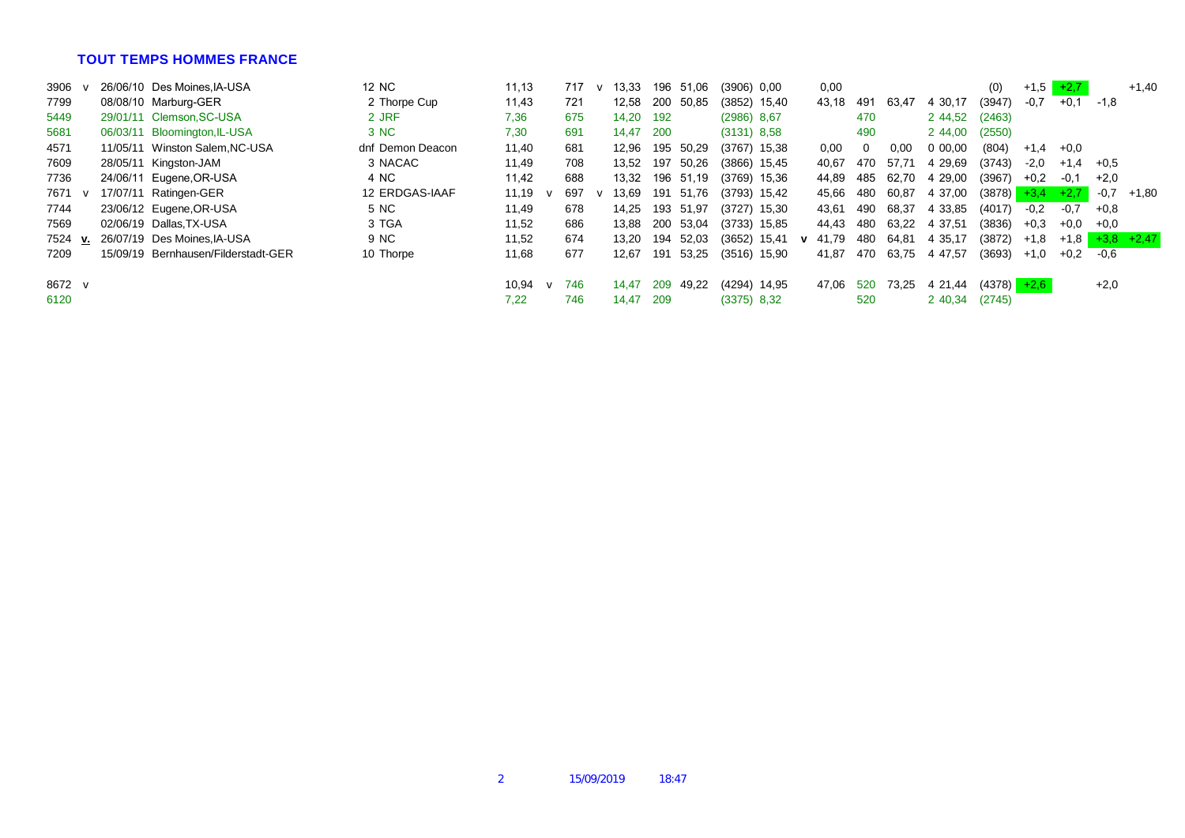### TOUT TEMPS HOMMES FRANCE

| | | | | | | | | | | | | | | | | | | | | | | | | |
|---|---|---|---|---|---|---|---|---|---|---|---|---|---|---|---|---|---|---|---|---|---|---|---|---|
| 3906 | v | 26/06/10 | Des Moines,IA-USA | 12 | NC | 11,13 | | 717 | v | 13,33 | 196 | 51,06 | (3906) | 0,00 | | 0,00 | | | | (0) | +1,5 | +2,7 | | +1,40 |
| 7799 | | 08/08/10 | Marburg-GER | 2 | Thorpe Cup | 11,43 | | 721 | | 12,58 | 200 | 50,85 | (3852) | 15,40 | | 43,18 | 491 | 63,47 | 4 30,17 | (3947) | -0,7 | +0,1 | -1,8 | |
| 5449 | | 29/01/11 | Clemson,SC-USA | 2 | JRF | 7,36 | | 675 | | 14,20 | 192 | | (2986) | 8,67 | | | 470 | | 2 44,52 | (2463) | | | | |
| 5681 | | 06/03/11 | Bloomington,IL-USA | 3 | NC | 7,30 | | 691 | | 14,47 | 200 | | (3131) | 8,58 | | | 490 | | 2 44,00 | (2550) | | | | |
| 4571 | | 11/05/11 | Winston Salem,NC-USA | dnf | Demon Deacon | 11,40 | | 681 | | 12,96 | 195 | 50,29 | (3767) | 15,38 | | 0,00 | 0 | 0,00 | 0 00,00 | (804) | +1,4 | +0,0 | | |
| 7609 | | 28/05/11 | Kingston-JAM | 3 | NACAC | 11,49 | | 708 | | 13,52 | 197 | 50,26 | (3866) | 15,45 | | 40,67 | 470 | 57,71 | 4 29,69 | (3743) | -2,0 | +1,4 | +0,5 | |
| 7736 | | 24/06/11 | Eugene,OR-USA | 4 | NC | 11,42 | | 688 | | 13,32 | 196 | 51,19 | (3769) | 15,36 | | 44,89 | 485 | 62,70 | 4 29,00 | (3967) | +0,2 | -0,1 | +2,0 | |
| 7671 | v | 17/07/11 | Ratingen-GER | 12 | ERDGAS-IAAF | 11,19 | v | 697 | v | 13,69 | 191 | 51,76 | (3793) | 15,42 | | 45,66 | 480 | 60,87 | 4 37,00 | (3878) | +3,4 | +2,7 | -0,7 | +1,80 |
| 7744 | | 23/06/12 | Eugene,OR-USA | 5 | NC | 11,49 | | 678 | | 14,25 | 193 | 51,97 | (3727) | 15,30 | | 43,61 | 490 | 68,37 | 4 33,85 | (4017) | -0,2 | -0,7 | +0,8 | |
| 7569 | | 02/06/19 | Dallas,TX-USA | 3 | TGA | 11,52 | | 686 | | 13,88 | 200 | 53,04 | (3733) | 15,85 | | 44,43 | 480 | 63,22 | 4 37,51 | (3836) | +0,3 | +0,0 | +0,0 | |
| 7524 | v. | 26/07/19 | Des Moines,IA-USA | 9 | NC | 11,52 | | 674 | | 13,20 | 194 | 52,03 | (3652) | 15,41 | v | 41,79 | 480 | 64,81 | 4 35,17 | (3872) | +1,8 | +1,8 | +3,8 | +2,47 |
| 7209 | | 15/09/19 | Bernhausen/Filderstadt-GER | 10 | Thorpe | 11,68 | | 677 | | 12,67 | 191 | 53,25 | (3516) | 15,90 | | 41,87 | 470 | 63,75 | 4 47,57 | (3693) | +1,0 | +0,2 | -0,6 | |
| 8672 | v | | | | | 10,94 | v | 746 | | 14,47 | 209 | 49,22 | (4294) | 14,95 | | 47,06 | 520 | 73,25 | 4 21,44 | (4378) | +2,6 | | +2,0 | |
| 6120 | | | | | | 7,22 | | 746 | | 14,47 | 209 | | (3375) | 8,32 | | | 520 | | 2 40,34 | (2745) | | | | |